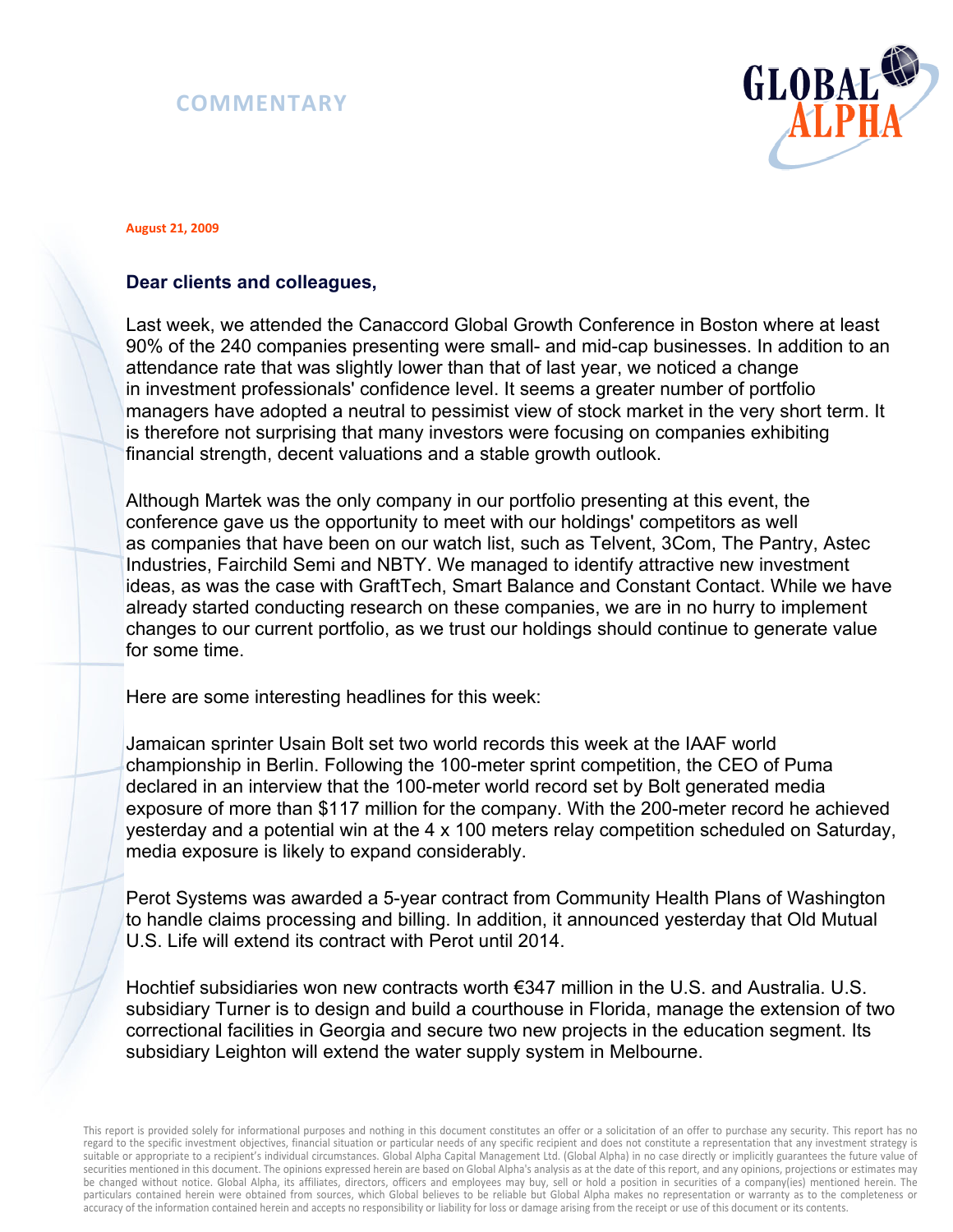# COMMENTARY

GLOBAL ALPHA

**August 21, 2009**

**Dear clients and colleagues,**

Last week, we attended the Canaccord Global Growth Conference in Boston where at least 90% of the 240 companies presenting were small- and mid-cap businesses. In addition to an attendance rate that was slightly lower than that of last year, we noticed a change in investment professionals' confidence level. It seems a greater number of portfolio managers have adopted a neutral to pessimist view of stock market in the very short term. It is therefore not surprising that many investors were focusing on companies exhibiting financial strength, decent valuations and a stable growth outlook.

Although Martek was the only company in our portfolio presenting at this event, the conference gave us the opportunity to meet with our holdings' competitors as well as companies that have been on our watch list, such as Telvent, 3Com, The Pantry, Astec Industries, Fairchild Semi and NBTY. We managed to identify attractive new investment ideas, as was the case with GraftTech, Smart Balance and Constant Contact. While we have already started conducting research on these companies, we are in no hurry to implement changes to our current portfolio, as we trust our holdings should continue to generate value for some time.

Here are some interesting headlines for this week:

Jamaican sprinter Usain Bolt set two world records this week at the IAAF world championship in Berlin. Following the 100-meter sprint competition, the CEO of Puma declared in an interview that the 100-meter world record set by Bolt generated media exposure of more than $117 million for the company. With the 200-meter record he achieved yesterday and a potential win at the 4 x 100 meters relay competition scheduled on Saturday, media exposure is likely to expand considerably.

Perot Systems was awarded a 5-year contract from Community Health Plans of Washington to handle claims processing and billing. In addition, it announced yesterday that Old Mutual U.S. Life will extend its contract with Perot until 2014.

Hochtief subsidiaries won new contracts worth €347 million in the U.S. and Australia. U.S. subsidiary Turner is to design and build a courthouse in Florida, manage the extension of two correctional facilities in Georgia and secure two new projects in the education segment. Its subsidiary Leighton will extend the water supply system in Melbourne.

This report is provided solely for informational purposes and nothing in this document constitutes an offer or a solicitation of an offer to purchase any security. This report has no regard to the specific investment objectives, financial situation or particular needs of any specific recipient and does not constitute a representation that any investment strategy is suitable or appropriate to a recipient's individual circumstances. Global Alpha Capital Management Ltd. (Global Alpha) in no case directly or implicitly guarantees the future value of securities mentioned in this document. The opinions expressed herein are based on Global Alpha's analysis as at the date of this report, and any opinions, projections or estimates may be changed without notice. Global Alpha, its affiliates, directors, officers and employees may buy, sell or hold a position in securities of a company(ies) mentioned herein. The particulars contained herein were obtained from sources, which Global believes to be reliable but Global Alpha makes no representation or warranty as to the completeness or accuracy of the information contained herein and accepts no responsibility or liability for loss or damage arising from the receipt or use of this document or its contents.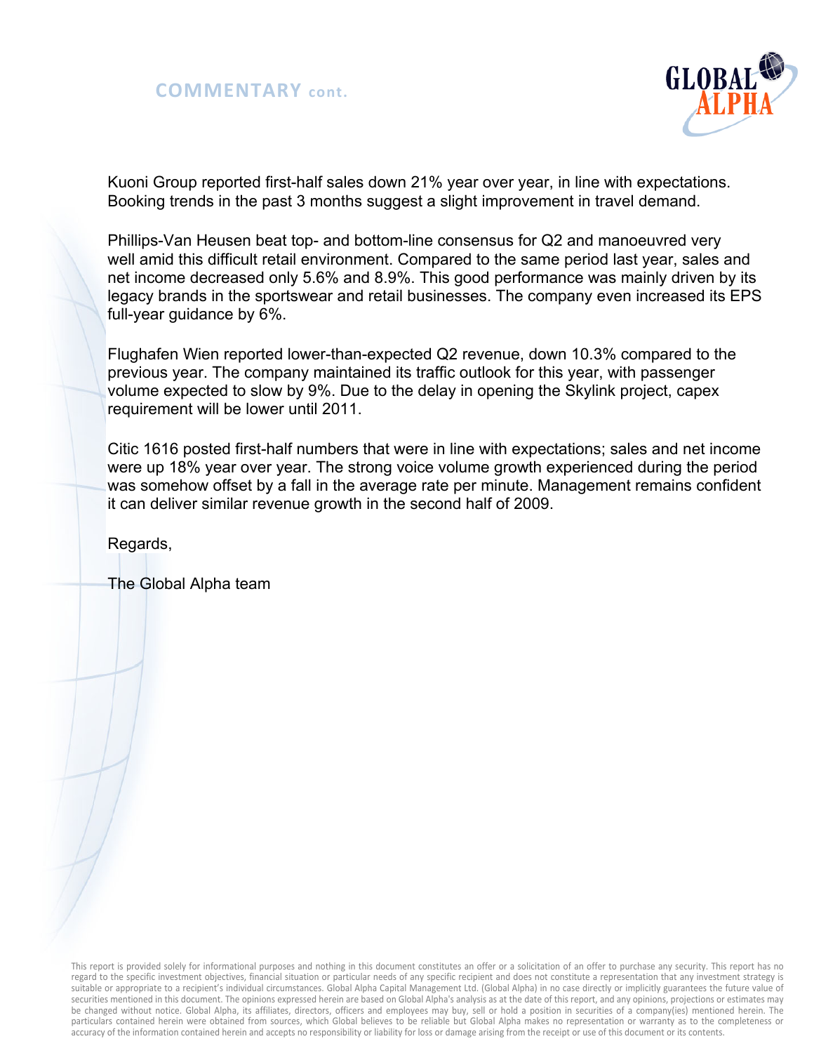## COMMENTARY cont.

Kuoni Group reported first-half sales down 21% year over year, in line with expectations. Booking trends in the past 3 months suggest a slight improvement in travel demand.

Phillips-Van Heusen beat top- and bottom-line consensus for Q2 and manoeuvred very well amid this difficult retail environment. Compared to the same period last year, sales and net income decreased only 5.6% and 8.9%. This good performance was mainly driven by its legacy brands in the sportswear and retail businesses. The company even increased its EPS full-year guidance by 6%.

Flughafen Wien reported lower-than-expected Q2 revenue, down 10.3% compared to the previous year. The company maintained its traffic outlook for this year, with passenger volume expected to slow by 9%. Due to the delay in opening the Skylink project, capex requirement will be lower until 2011.

Citic 1616 posted first-half numbers that were in line with expectations; sales and net income were up 18% year over year. The strong voice volume growth experienced during the period was somehow offset by a fall in the average rate per minute. Management remains confident it can deliver similar revenue growth in the second half of 2009.

Regards,

The Global Alpha team

This report is provided solely for informational purposes and nothing in this document constitutes an offer or a solicitation of an offer to purchase any security. This report has no regard to the specific investment objectives, financial situation or particular needs of any specific recipient and does not constitute a representation that any investment strategy is suitable or appropriate to a recipient's individual circumstances. Global Alpha Capital Management Ltd. (Global Alpha) in no case directly or implicitly guarantees the future value of securities mentioned in this document. The opinions expressed herein are based on Global Alpha's analysis as at the date of this report, and any opinions, projections or estimates may be changed without notice. Global Alpha, its affiliates, directors, officers and employees may buy, sell or hold a position in securities of a company(ies) mentioned herein. The particulars contained herein were obtained from sources, which Global believes to be reliable but Global Alpha makes no representation or warranty as to the completeness or accuracy of the information contained herein and accepts no responsibility or liability for loss or damage arising from the receipt or use of this document or its contents.